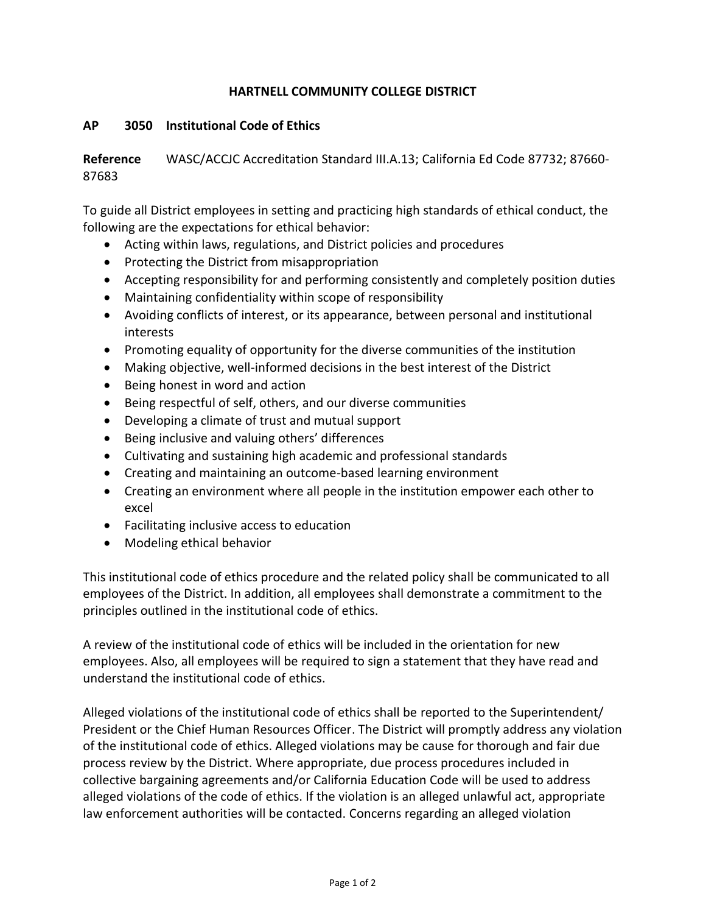**HARTNELL COMMUNITY COLLEGE DISTRICT**

**AP 3050 Institutional Code of Ethics**

**Reference** WASC/ACCJC Accreditation Standard III.A.13; California Ed Code 87732; 87660-87683

To guide all District employees in setting and practicing high standards of ethical conduct, the following are the expectations for ethical behavior:

- Acting within laws, regulations, and District policies and procedures
- Protecting the District from misappropriation
- Accepting responsibility for and performing consistently and completely position duties
- Maintaining confidentiality within scope of responsibility
- Avoiding conflicts of interest, or its appearance, between personal and institutional interests
- Promoting equality of opportunity for the diverse communities of the institution
- Making objective, well-informed decisions in the best interest of the District
- Being honest in word and action
- Being respectful of self, others, and our diverse communities
- Developing a climate of trust and mutual support
- Being inclusive and valuing others' differences
- Cultivating and sustaining high academic and professional standards
- Creating and maintaining an outcome-based learning environment
- Creating an environment where all people in the institution empower each other to excel
- Facilitating inclusive access to education
- Modeling ethical behavior

This institutional code of ethics procedure and the related policy shall be communicated to all employees of the District. In addition, all employees shall demonstrate a commitment to the principles outlined in the institutional code of ethics.

A review of the institutional code of ethics will be included in the orientation for new employees. Also, all employees will be required to sign a statement that they have read and understand the institutional code of ethics.

Alleged violations of the institutional code of ethics shall be reported to the Superintendent/ President or the Chief Human Resources Officer. The District will promptly address any violation of the institutional code of ethics. Alleged violations may be cause for thorough and fair due process review by the District. Where appropriate, due process procedures included in collective bargaining agreements and/or California Education Code will be used to address alleged violations of the code of ethics. If the violation is an alleged unlawful act, appropriate law enforcement authorities will be contacted. Concerns regarding an alleged violation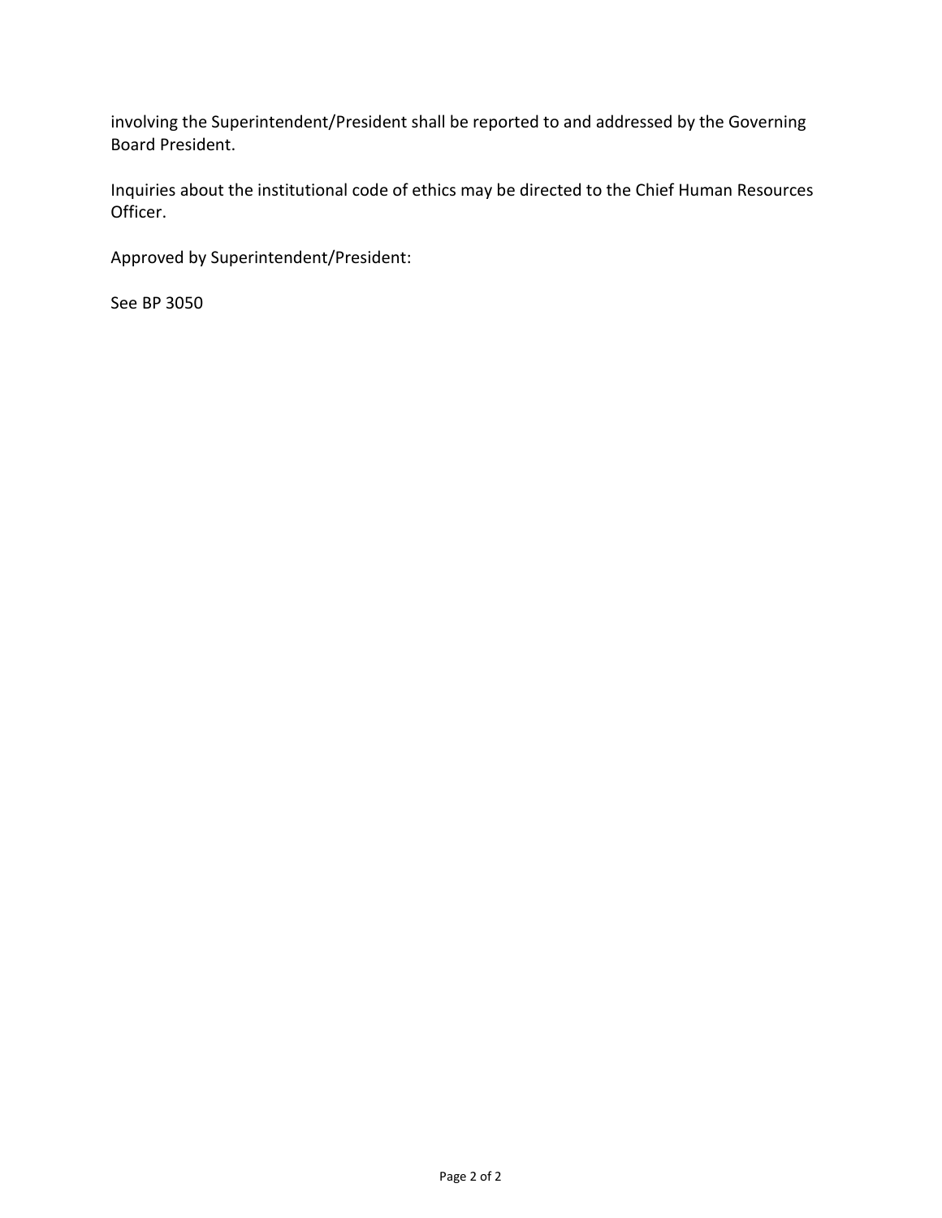involving the Superintendent/President shall be reported to and addressed by the Governing Board President.

Inquiries about the institutional code of ethics may be directed to the Chief Human Resources Officer.

Approved by Superintendent/President:

See BP 3050